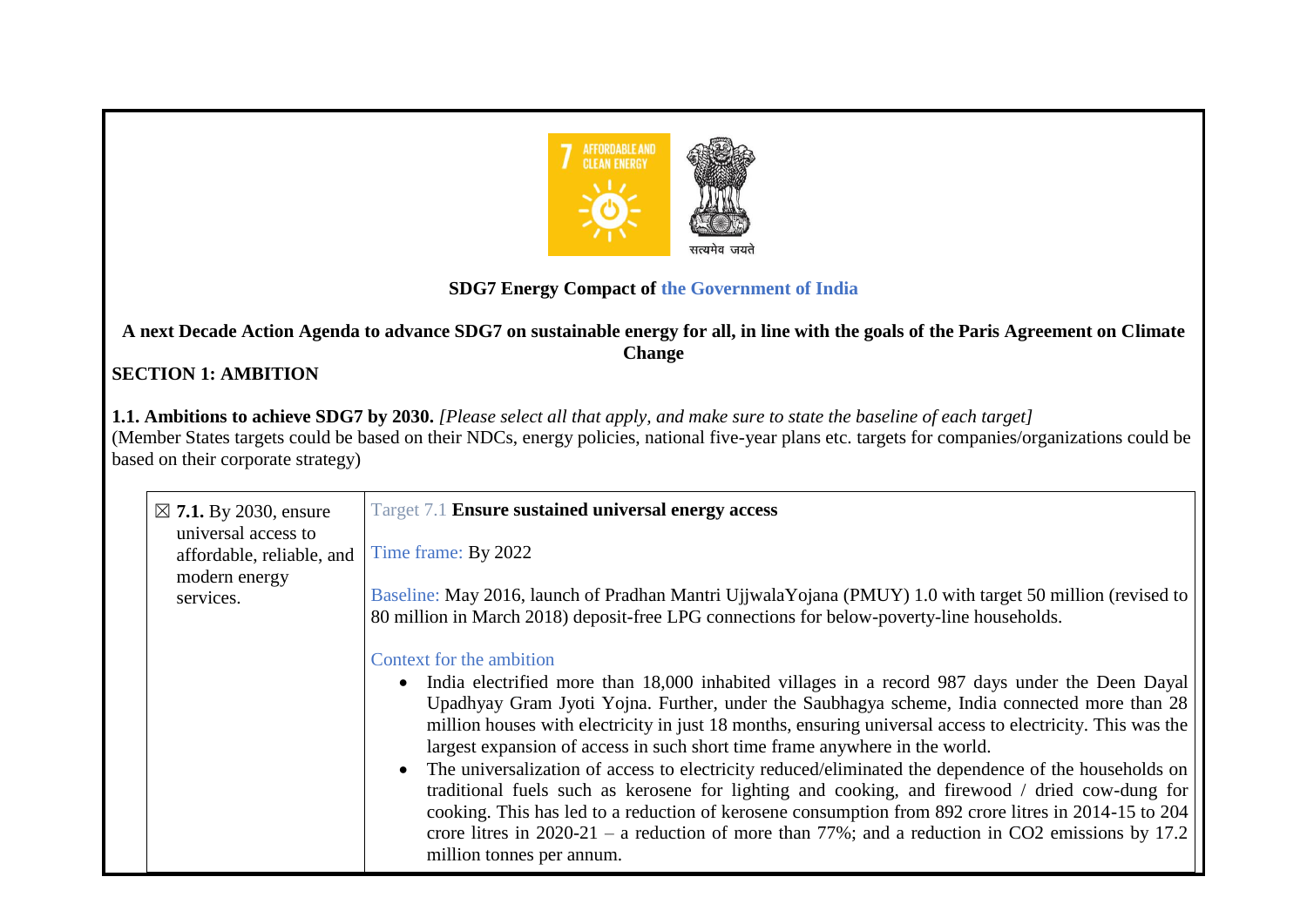सत्यमेव जयते

**SDG7 Energy Compact of the Government of India**

**A next Decade Action Agenda to advance SDG7 on sustainable energy for all, in line with the goals of the Paris Agreement on Climate Change**

## SECTION 1: AMBITION

**1.1. Ambitions to achieve SDG7 by 2030.** *[Please select all that apply, and make sure to state the baseline of each target]*
(Member States targets could be based on their NDCs, energy policies, national five-year plans etc. targets for companies/organizations could be based on their corporate strategy)

| | |
|---|---|
| ☒ **7.1.** By 2030, ensure universal access to affordable, reliable, and modern energy services. | Target 7.1 **Ensure sustained universal energy access**<br><br>Time frame: By 2022<br><br>Baseline: May 2016, launch of Pradhan Mantri UjjwalaYojana (PMUY) 1.0 with target 50 million (revised to 80 million in March 2018) deposit-free LPG connections for below-poverty-line households.<br><br>Context for the ambition<br>• India electrified more than 18,000 inhabited villages in a record 987 days under the Deen Dayal Upadhyay Gram Jyoti Yojna. Further, under the Saubhagya scheme, India connected more than 28 million houses with electricity in just 18 months, ensuring universal access to electricity. This was the largest expansion of access in such short time frame anywhere in the world.<br>• The universalization of access to electricity reduced/eliminated the dependence of the households on traditional fuels such as kerosene for lighting and cooking, and firewood / dried cow-dung for cooking. This has led to a reduction of kerosene consumption from 892 crore litres in 2014-15 to 204 crore litres in 2020-21 – a reduction of more than 77%; and a reduction in $CO_2$ emissions by 17.2 million tonnes per annum. |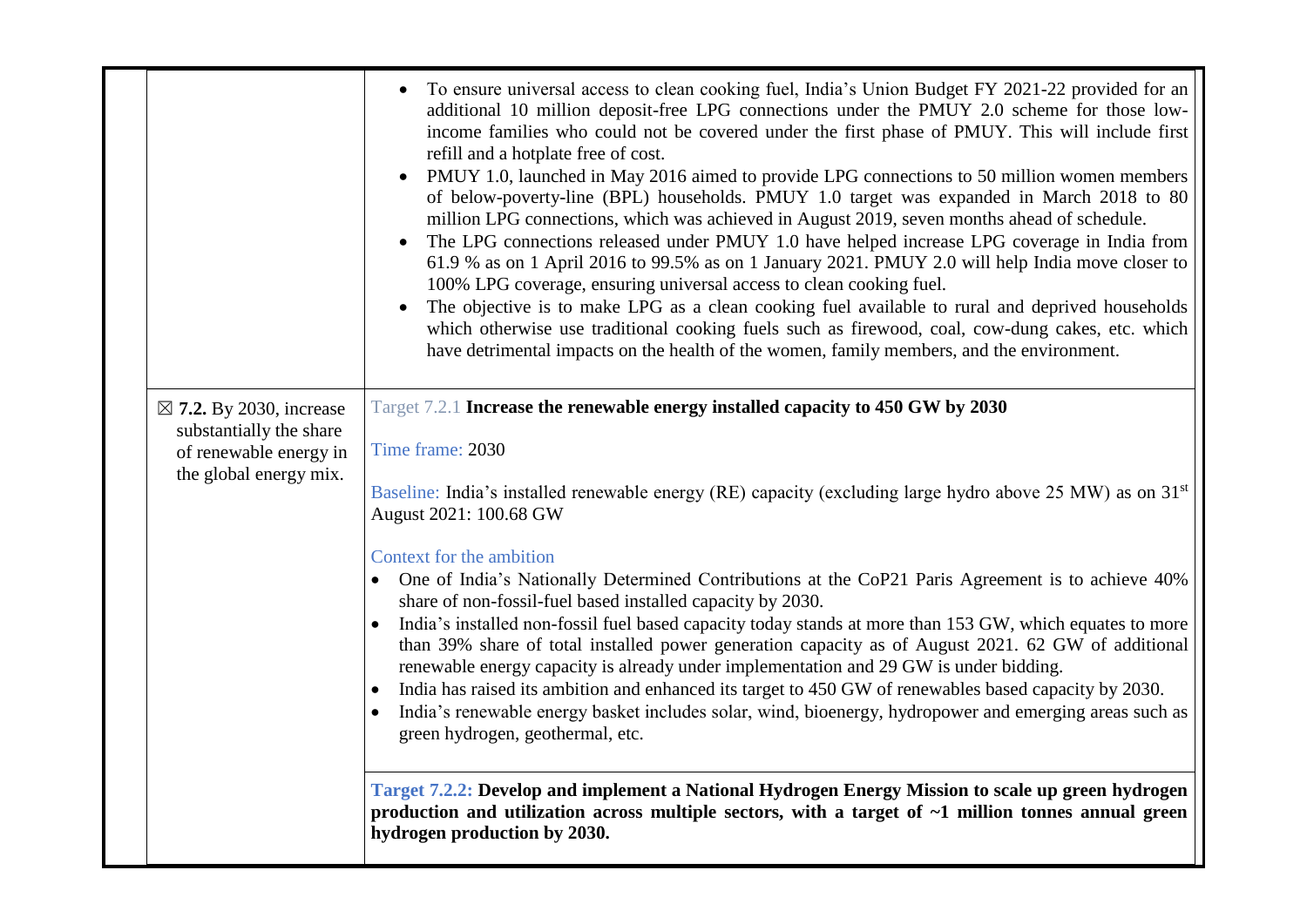| | | |
|---|---|---|
| | | <ul><li>To ensure universal access to clean cooking fuel, India's Union Budget FY 2021-22 provided for an additional 10 million deposit-free LPG connections under the PMUY 2.0 scheme for those low-income families who could not be covered under the first phase of PMUY. This will include first refill and a hotplate free of cost.</li><li>PMUY 1.0, launched in May 2016 aimed to provide LPG connections to 50 million women members of below-poverty-line (BPL) households. PMUY 1.0 target was expanded in March 2018 to 80 million LPG connections, which was achieved in August 2019, seven months ahead of schedule.</li><li>The LPG connections released under PMUY 1.0 have helped increase LPG coverage in India from 61.9 % as on 1 April 2016 to 99.5% as on 1 January 2021. PMUY 2.0 will help India move closer to 100% LPG coverage, ensuring universal access to clean cooking fuel.</li><li>The objective is to make LPG as a clean cooking fuel available to rural and deprived households which otherwise use traditional cooking fuels such as firewood, coal, cow-dung cakes, etc. which have detrimental impacts on the health of the women, family members, and the environment.</li></ul> |
| | ☒ **7.2.** By 2030, increase substantially the share of renewable energy in the global energy mix. | Target 7.2.1 **Increase the renewable energy installed capacity to 450 GW by 2030**<br><br>Time frame: 2030<br><br>Baseline: India's installed renewable energy (RE) capacity (excluding large hydro above 25 MW) as on 31st August 2021: 100.68 GW<br><br>Context for the ambition<ul><li>One of India's Nationally Determined Contributions at the CoP21 Paris Agreement is to achieve 40% share of non-fossil-fuel based installed capacity by 2030.</li><li>India's installed non-fossil fuel based capacity today stands at more than 153 GW, which equates to more than 39% share of total installed power generation capacity as of August 2021. 62 GW of additional renewable energy capacity is already under implementation and 29 GW is under bidding.</li><li>India has raised its ambition and enhanced its target to 450 GW of renewables based capacity by 2030.</li><li>India's renewable energy basket includes solar, wind, bioenergy, hydropower and emerging areas such as green hydrogen, geothermal, etc.</li></ul> |
| | | **Target 7.2.2: Develop and implement a National Hydrogen Energy Mission to scale up green hydrogen production and utilization across multiple sectors, with a target of ~1 million tonnes annual green hydrogen production by 2030.** |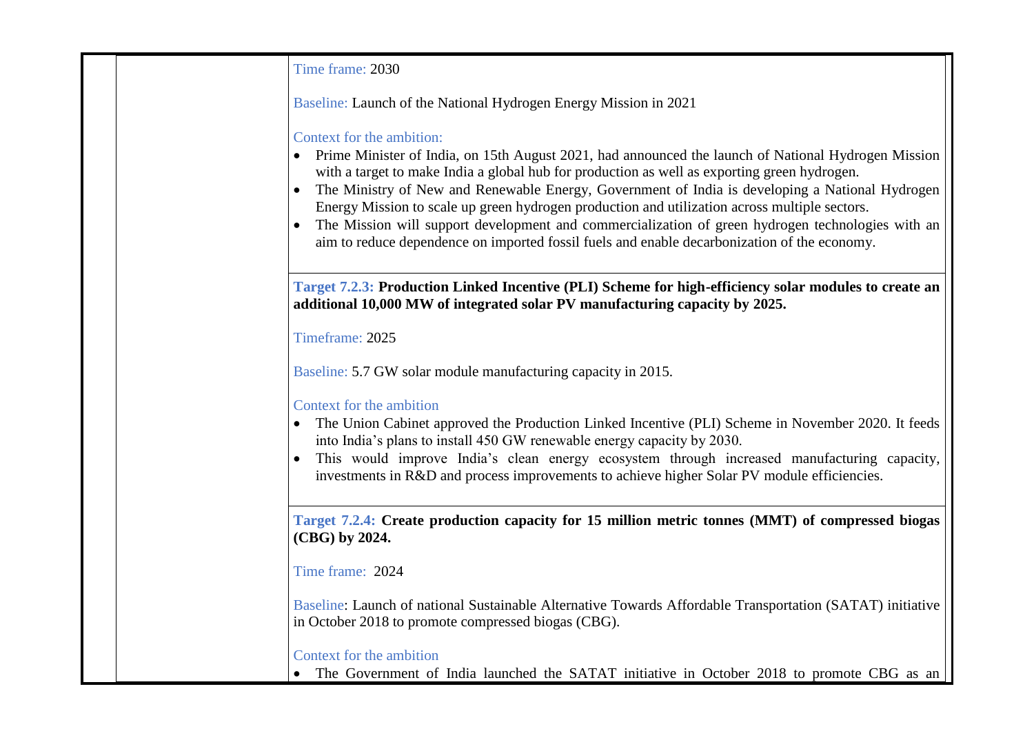Time frame: 2030

Baseline: Launch of the National Hydrogen Energy Mission in 2021

Context for the ambition:

- Prime Minister of India, on 15th August 2021, had announced the launch of National Hydrogen Mission with a target to make India a global hub for production as well as exporting green hydrogen.
- The Ministry of New and Renewable Energy, Government of India is developing a National Hydrogen Energy Mission to scale up green hydrogen production and utilization across multiple sectors.
- The Mission will support development and commercialization of green hydrogen technologies with an aim to reduce dependence on imported fossil fuels and enable decarbonization of the economy.

**Target 7.2.3: Production Linked Incentive (PLI) Scheme for high-efficiency solar modules to create an additional 10,000 MW of integrated solar PV manufacturing capacity by 2025.**

Timeframe: 2025

Baseline: 5.7 GW solar module manufacturing capacity in 2015.

Context for the ambition

- The Union Cabinet approved the Production Linked Incentive (PLI) Scheme in November 2020. It feeds into India's plans to install 450 GW renewable energy capacity by 2030.
- This would improve India's clean energy ecosystem through increased manufacturing capacity, investments in R&D and process improvements to achieve higher Solar PV module efficiencies.

**Target 7.2.4: Create production capacity for 15 million metric tonnes (MMT) of compressed biogas (CBG) by 2024.**

Time frame: 2024

Baseline: Launch of national Sustainable Alternative Towards Affordable Transportation (SATAT) initiative in October 2018 to promote compressed biogas (CBG).

Context for the ambition

- The Government of India launched the SATAT initiative in October 2018 to promote CBG as an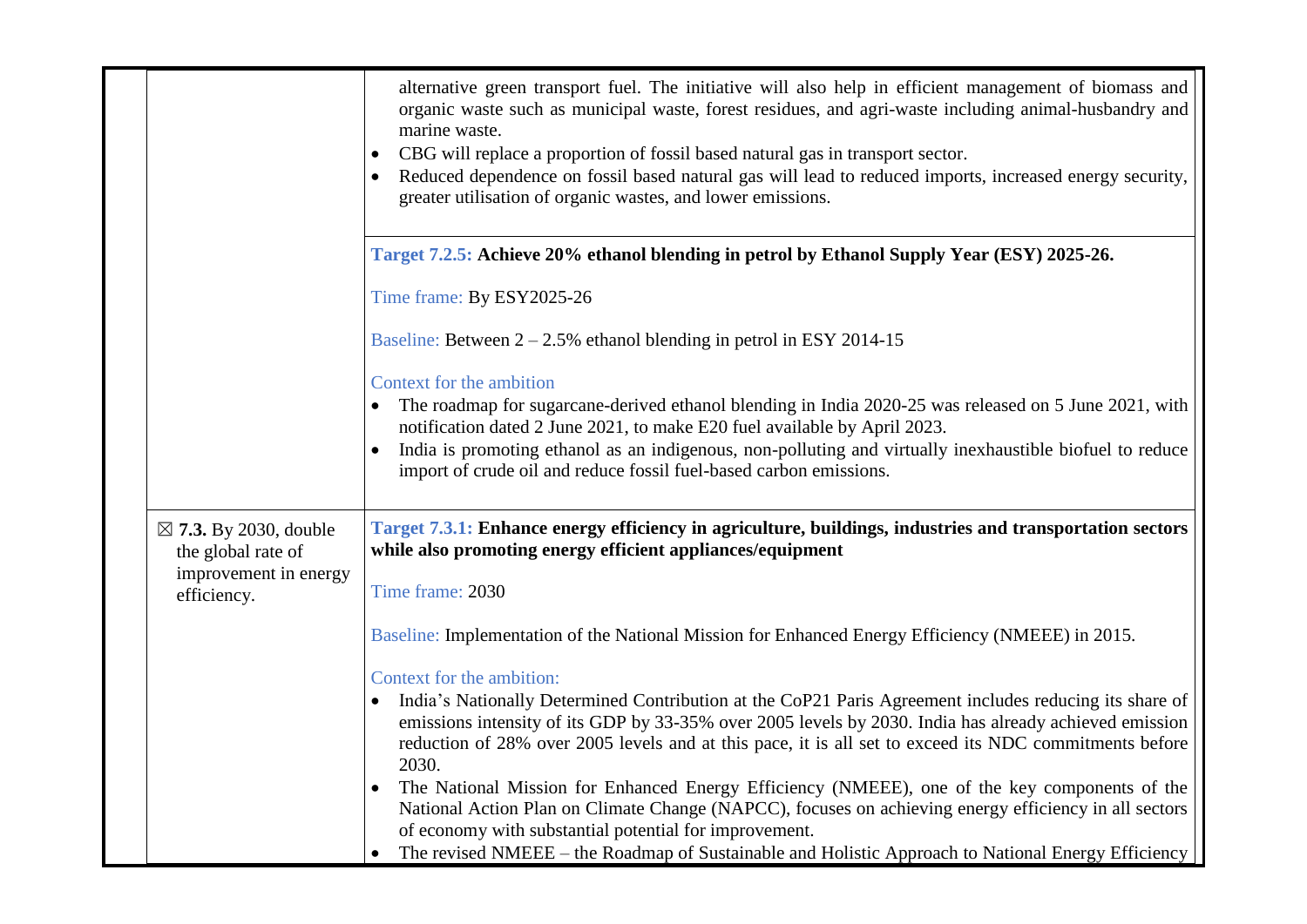| | | |
|---|---|---|
| | | alternative green transport fuel. The initiative will also help in efficient management of biomass and organic waste such as municipal waste, forest residues, and agri-waste including animal-husbandry and marine waste.<br>• CBG will replace a proportion of fossil based natural gas in transport sector.<br>• Reduced dependence on fossil based natural gas will lead to reduced imports, increased energy security, greater utilisation of organic wastes, and lower emissions. |
| | | **Target 7.2.5: Achieve 20% ethanol blending in petrol by Ethanol Supply Year (ESY) 2025-26.**<br><br>Time frame: By ESY2025-26<br><br>Baseline: Between 2 – 2.5% ethanol blending in petrol in ESY 2014-15<br><br>Context for the ambition<br>• The roadmap for sugarcane-derived ethanol blending in India 2020-25 was released on 5 June 2021, with notification dated 2 June 2021, to make E20 fuel available by April 2023.<br>• India is promoting ethanol as an indigenous, non-polluting and virtually inexhaustible biofuel to reduce import of crude oil and reduce fossil fuel-based carbon emissions. |
| | ☒ **7.3.** By 2030, double the global rate of improvement in energy efficiency. | **Target 7.3.1: Enhance energy efficiency in agriculture, buildings, industries and transportation sectors while also promoting energy efficient appliances/equipment**<br><br>Time frame: 2030<br><br>Baseline: Implementation of the National Mission for Enhanced Energy Efficiency (NMEEE) in 2015.<br><br>Context for the ambition:<br>• India's Nationally Determined Contribution at the CoP21 Paris Agreement includes reducing its share of emissions intensity of its GDP by 33-35% over 2005 levels by 2030. India has already achieved emission reduction of 28% over 2005 levels and at this pace, it is all set to exceed its NDC commitments before 2030.<br>• The National Mission for Enhanced Energy Efficiency (NMEEE), one of the key components of the National Action Plan on Climate Change (NAPCC), focuses on achieving energy efficiency in all sectors of economy with substantial potential for improvement.<br>• The revised NMEEE – the Roadmap of Sustainable and Holistic Approach to National Energy Efficiency |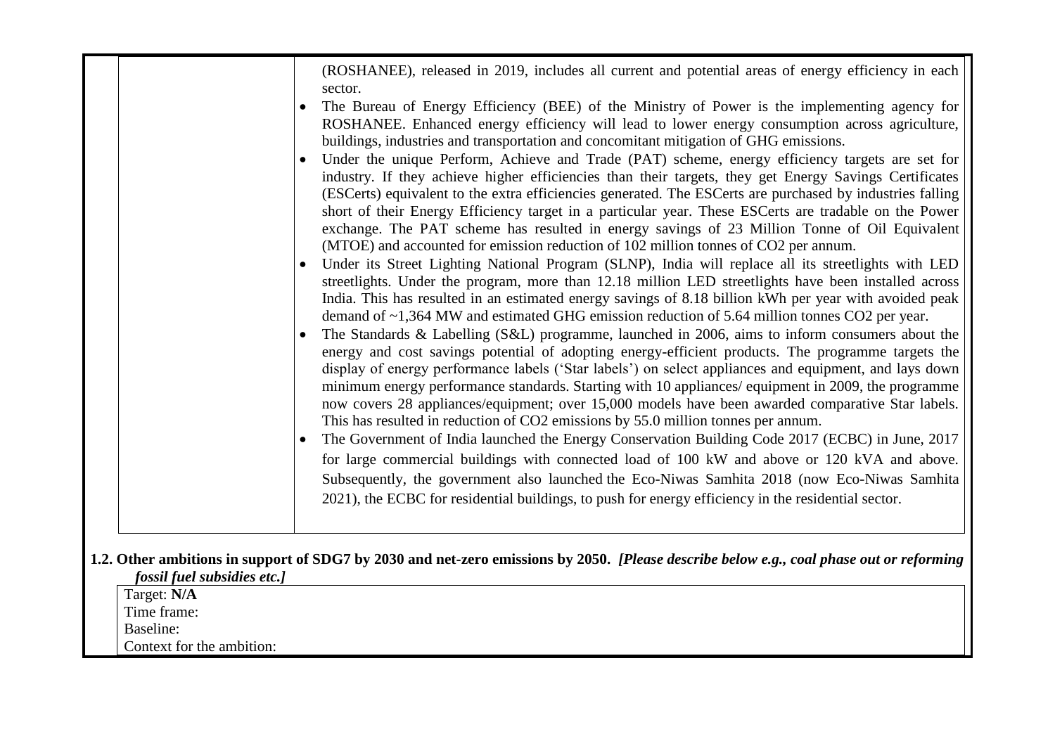| | |
|---|---|
| | (ROSHANEE), released in 2019, includes all current and potential areas of energy efficiency in each sector.<br>• The Bureau of Energy Efficiency (BEE) of the Ministry of Power is the implementing agency for ROSHANEE. Enhanced energy efficiency will lead to lower energy consumption across agriculture, buildings, industries and transportation and concomitant mitigation of GHG emissions.<br>• Under the unique Perform, Achieve and Trade (PAT) scheme, energy efficiency targets are set for industry. If they achieve higher efficiencies than their targets, they get Energy Savings Certificates (ESCerts) equivalent to the extra efficiencies generated. The ESCerts are purchased by industries falling short of their Energy Efficiency target in a particular year. These ESCerts are tradable on the Power exchange. The PAT scheme has resulted in energy savings of 23 Million Tonne of Oil Equivalent (MTOE) and accounted for emission reduction of 102 million tonnes of $CO_2$ per annum.<br>• Under its Street Lighting National Program (SLNP), India will replace all its streetlights with LED streetlights. Under the program, more than 12.18 million LED streetlights have been installed across India. This has resulted in an estimated energy savings of 8.18 billion kWh per year with avoided peak demand of ~1,364 MW and estimated GHG emission reduction of 5.64 million tonnes $CO_2$ per year.<br>• The Standards & Labelling (S&L) programme, launched in 2006, aims to inform consumers about the energy and cost savings potential of adopting energy-efficient products. The programme targets the display of energy performance labels ('Star labels') on select appliances and equipment, and lays down minimum energy performance standards. Starting with 10 appliances/ equipment in 2009, the programme now covers 28 appliances/equipment; over 15,000 models have been awarded comparative Star labels. This has resulted in reduction of $CO_2$ emissions by 55.0 million tonnes per annum.<br>• The Government of India launched the Energy Conservation Building Code 2017 (ECBC) in June, 2017 for large commercial buildings with connected load of 100 kW and above or 120 kVA and above. Subsequently, the government also launched the Eco-Niwas Samhita 2018 (now Eco-Niwas Samhita 2021), the ECBC for residential buildings, to push for energy efficiency in the residential sector. |

**1.2. Other ambitions in support of SDG7 by 2030 and net-zero emissions by 2050.** ***[Please describe below e.g., coal phase out or reforming fossil fuel subsidies etc.]***

| |
|---|
| Target: **N/A** |
| Time frame: |
| Baseline: |
| Context for the ambition: |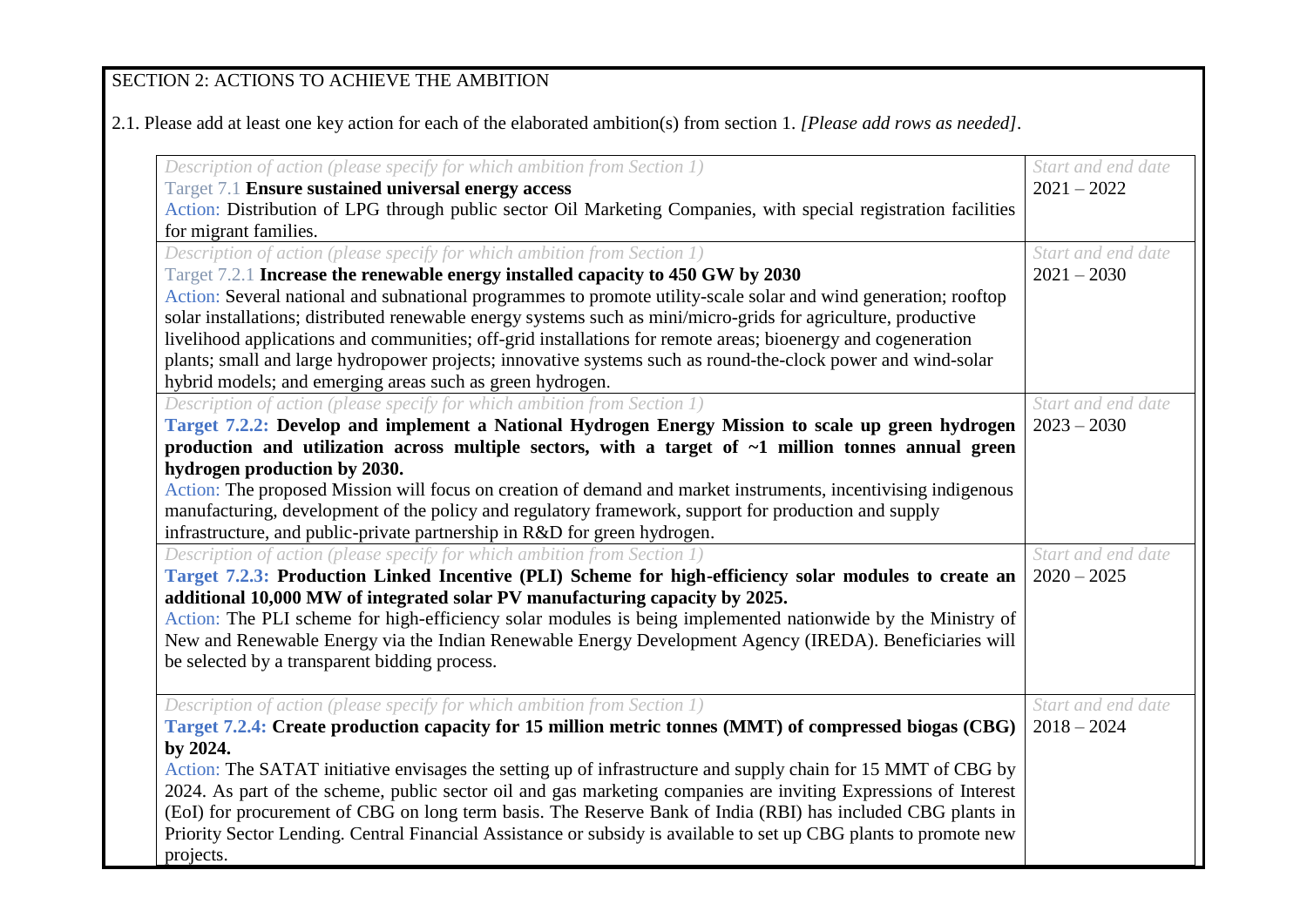SECTION 2: ACTIONS TO ACHIEVE THE AMBITION

2.1. Please add at least one key action for each of the elaborated ambition(s) from section 1. *[Please add rows as needed]*.

| *Description of action (please specify for which ambition from Section 1)* | *Start and end date* |
|---|---|
| Target 7.1 **Ensure sustained universal energy access**<br>Action: Distribution of LPG through public sector Oil Marketing Companies, with special registration facilities for migrant families. | 2021 – 2022 |
| *Description of action (please specify for which ambition from Section 1)*<br>Target 7.2.1 **Increase the renewable energy installed capacity to 450 GW by 2030**<br>Action: Several national and subnational programmes to promote utility-scale solar and wind generation; rooftop solar installations; distributed renewable energy systems such as mini/micro-grids for agriculture, productive livelihood applications and communities; off-grid installations for remote areas; bioenergy and cogeneration plants; small and large hydropower projects; innovative systems such as round-the-clock power and wind-solar hybrid models; and emerging areas such as green hydrogen. | *Start and end date*<br>2021 – 2030 |
| *Description of action (please specify for which ambition from Section 1)*<br>**Target 7.2.2: Develop and implement a National Hydrogen Energy Mission to scale up green hydrogen production and utilization across multiple sectors, with a target of ~1 million tonnes annual green hydrogen production by 2030.**<br>Action: The proposed Mission will focus on creation of demand and market instruments, incentivising indigenous manufacturing, development of the policy and regulatory framework, support for production and supply infrastructure, and public-private partnership in R&D for green hydrogen. | *Start and end date*<br>2023 – 2030 |
| *Description of action (please specify for which ambition from Section 1)*<br>**Target 7.2.3: Production Linked Incentive (PLI) Scheme for high-efficiency solar modules to create an additional 10,000 MW of integrated solar PV manufacturing capacity by 2025.**<br>Action: The PLI scheme for high-efficiency solar modules is being implemented nationwide by the Ministry of New and Renewable Energy via the Indian Renewable Energy Development Agency (IREDA). Beneficiaries will be selected by a transparent bidding process. | *Start and end date*<br>2020 – 2025 |
| *Description of action (please specify for which ambition from Section 1)*<br>**Target 7.2.4: Create production capacity for 15 million metric tonnes (MMT) of compressed biogas (CBG) by 2024.**<br>Action: The SATAT initiative envisages the setting up of infrastructure and supply chain for 15 MMT of CBG by 2024. As part of the scheme, public sector oil and gas marketing companies are inviting Expressions of Interest (EoI) for procurement of CBG on long term basis. The Reserve Bank of India (RBI) has included CBG plants in Priority Sector Lending. Central Financial Assistance or subsidy is available to set up CBG plants to promote new projects. | *Start and end date*<br>2018 – 2024 |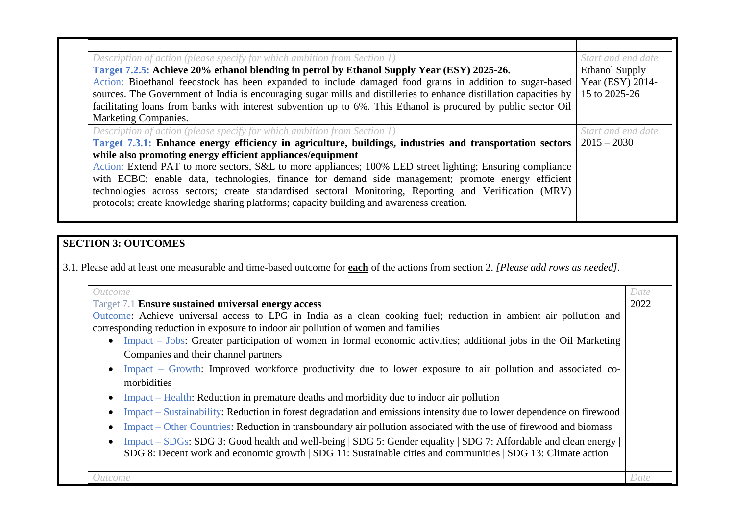| | |
|---|---|
| *Description of action (please specify for which ambition from Section 1)*<br>**Target 7.2.5: Achieve 20% ethanol blending in petrol by Ethanol Supply Year (ESY) 2025-26.**<br>Action: Bioethanol feedstock has been expanded to include damaged food grains in addition to sugar-based sources. The Government of India is encouraging sugar mills and distilleries to enhance distillation capacities by facilitating loans from banks with interest subvention up to 6%. This Ethanol is procured by public sector Oil Marketing Companies. | *Start and end date*<br>Ethanol Supply Year (ESY) 2014-15 to 2025-26 |
| *Description of action (please specify for which ambition from Section 1)*<br>**Target 7.3.1: Enhance energy efficiency in agriculture, buildings, industries and transportation sectors while also promoting energy efficient appliances/equipment**<br>Action: Extend PAT to more sectors, S&L to more appliances; 100% LED street lighting; Ensuring compliance with ECBC; enable data, technologies, finance for demand side management; promote energy efficient technologies across sectors; create standardised sectoral Monitoring, Reporting and Verification (MRV) protocols; create knowledge sharing platforms; capacity building and awareness creation. | *Start and end date*<br>2015 – 2030 |

## SECTION 3: OUTCOMES

3.1. Please add at least one measurable and time-based outcome for **each** of the actions from section 2. *[Please add rows as needed]*.

| | |
|---|---|
| *Outcome*<br>Target 7.1 **Ensure sustained universal energy access**<br>Outcome: Achieve universal access to LPG in India as a clean cooking fuel; reduction in ambient air pollution and corresponding reduction in exposure to indoor air pollution of women and families<br>• Impact – Jobs: Greater participation of women in formal economic activities; additional jobs in the Oil Marketing Companies and their channel partners<br>• Impact – Growth: Improved workforce productivity due to lower exposure to air pollution and associated co-morbidities<br>• Impact – Health: Reduction in premature deaths and morbidity due to indoor air pollution<br>• Impact – Sustainability: Reduction in forest degradation and emissions intensity due to lower dependence on firewood<br>• Impact – Other Countries: Reduction in transboundary air pollution associated with the use of firewood and biomass<br>• Impact – SDGs: SDG 3: Good health and well-being \| SDG 5: Gender equality \| SDG 7: Affordable and clean energy \| SDG 8: Decent work and economic growth \| SDG 11: Sustainable cities and communities \| SDG 13: Climate action | *Date*<br>2022 |
| *Outcome* | *Date* |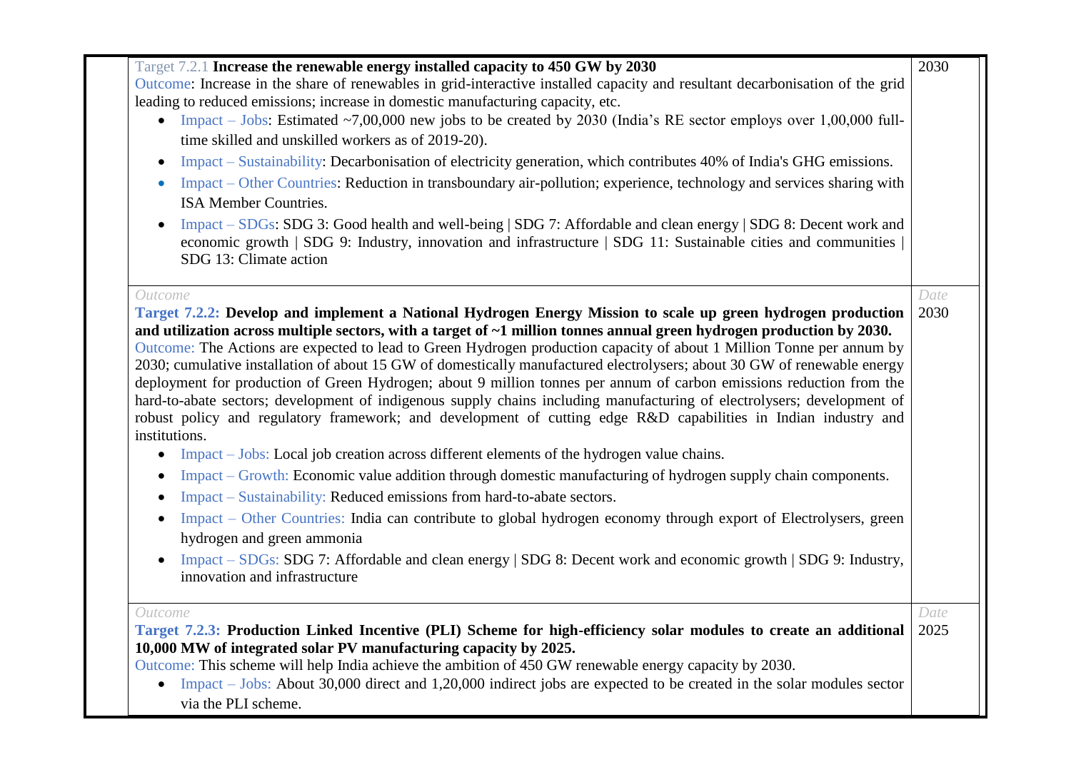| | | |
|---|---|---|
| | Target 7.2.1 **Increase the renewable energy installed capacity to 450 GW by 2030**<br>Outcome: Increase in the share of renewables in grid-interactive installed capacity and resultant decarbonisation of the grid leading to reduced emissions; increase in domestic manufacturing capacity, etc.<br>• Impact – Jobs: Estimated ~7,00,000 new jobs to be created by 2030 (India's RE sector employs over 1,00,000 full-time skilled and unskilled workers as of 2019-20).<br>• Impact – Sustainability: Decarbonisation of electricity generation, which contributes 40% of India's GHG emissions.<br>• Impact – Other Countries: Reduction in transboundary air-pollution; experience, technology and services sharing with ISA Member Countries.<br>• Impact – SDGs: SDG 3: Good health and well-being \| SDG 7: Affordable and clean energy \| SDG 8: Decent work and economic growth \| SDG 9: Industry, innovation and infrastructure \| SDG 11: Sustainable cities and communities \| SDG 13: Climate action | 2030 |
| | *Outcome*<br>**Target 7.2.2: Develop and implement a National Hydrogen Energy Mission to scale up green hydrogen production and utilization across multiple sectors, with a target of ~1 million tonnes annual green hydrogen production by 2030.**<br>Outcome: The Actions are expected to lead to Green Hydrogen production capacity of about 1 Million Tonne per annum by 2030; cumulative installation of about 15 GW of domestically manufactured electrolysers; about 30 GW of renewable energy deployment for production of Green Hydrogen; about 9 million tonnes per annum of carbon emissions reduction from the hard-to-abate sectors; development of indigenous supply chains including manufacturing of electrolysers; development of robust policy and regulatory framework; and development of cutting edge R&D capabilities in Indian industry and institutions.<br>• Impact – Jobs: Local job creation across different elements of the hydrogen value chains.<br>• Impact – Growth: Economic value addition through domestic manufacturing of hydrogen supply chain components.<br>• Impact – Sustainability: Reduced emissions from hard-to-abate sectors.<br>• Impact – Other Countries: India can contribute to global hydrogen economy through export of Electrolysers, green hydrogen and green ammonia<br>• Impact – SDGs: SDG 7: Affordable and clean energy \| SDG 8: Decent work and economic growth \| SDG 9: Industry, innovation and infrastructure | *Date*<br>2030 |
| | *Outcome*<br>**Target 7.2.3: Production Linked Incentive (PLI) Scheme for high-efficiency solar modules to create an additional 10,000 MW of integrated solar PV manufacturing capacity by 2025.**<br>Outcome: This scheme will help India achieve the ambition of 450 GW renewable energy capacity by 2030.<br>• Impact – Jobs: About 30,000 direct and 1,20,000 indirect jobs are expected to be created in the solar modules sector via the PLI scheme. | *Date*<br>2025 |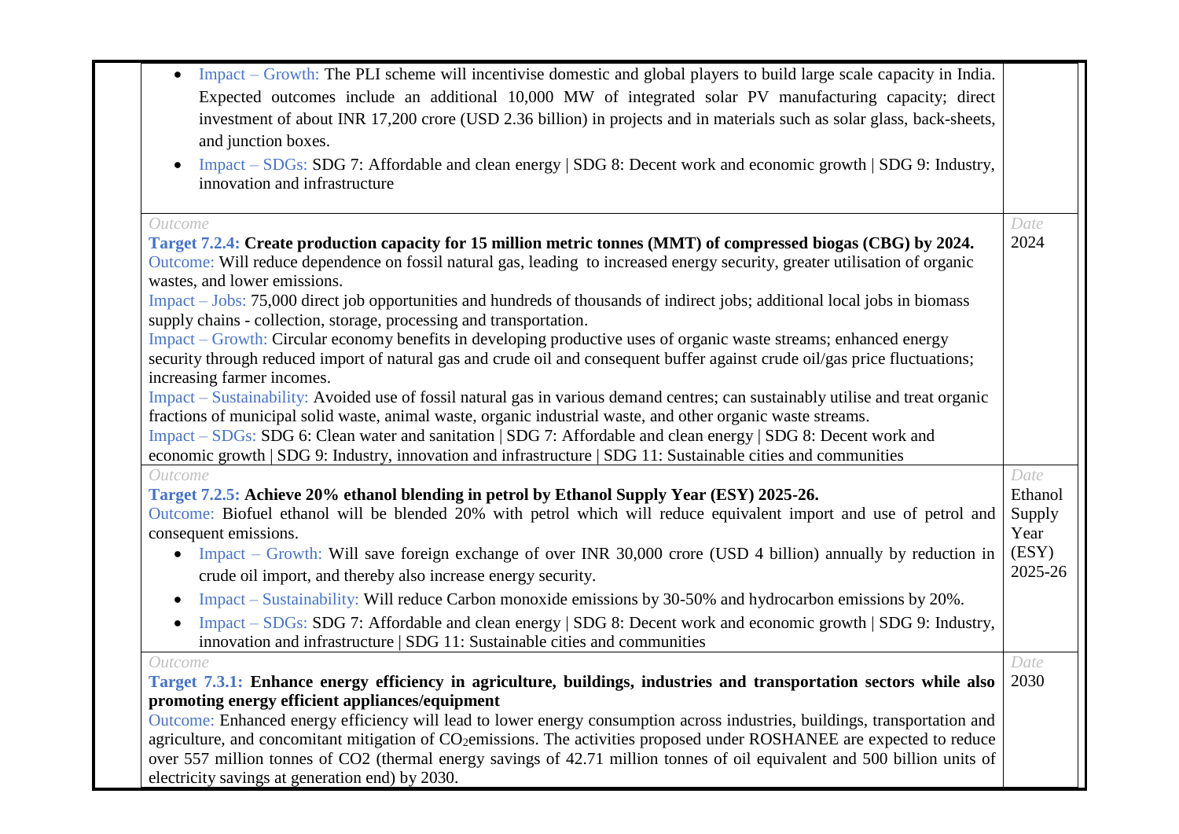| | | |
|---|---|---|
| | • Impact – Growth: The PLI scheme will incentivise domestic and global players to build large scale capacity in India. Expected outcomes include an additional 10,000 MW of integrated solar PV manufacturing capacity; direct investment of about INR 17,200 crore (USD 2.36 billion) in projects and in materials such as solar glass, back-sheets, and junction boxes.<br>• Impact – SDGs: SDG 7: Affordable and clean energy \| SDG 8: Decent work and economic growth \| SDG 9: Industry, innovation and infrastructure | |
| | *Outcome*<br>**Target 7.2.4: Create production capacity for 15 million metric tonnes (MMT) of compressed biogas (CBG) by 2024.**<br>Outcome: Will reduce dependence on fossil natural gas, leading to increased energy security, greater utilisation of organic wastes, and lower emissions.<br>Impact – Jobs: 75,000 direct job opportunities and hundreds of thousands of indirect jobs; additional local jobs in biomass supply chains - collection, storage, processing and transportation.<br>Impact – Growth: Circular economy benefits in developing productive uses of organic waste streams; enhanced energy security through reduced import of natural gas and crude oil and consequent buffer against crude oil/gas price fluctuations; increasing farmer incomes.<br>Impact – Sustainability: Avoided use of fossil natural gas in various demand centres; can sustainably utilise and treat organic fractions of municipal solid waste, animal waste, organic industrial waste, and other organic waste streams.<br>Impact – SDGs: SDG 6: Clean water and sanitation \| SDG 7: Affordable and clean energy \| SDG 8: Decent work and economic growth \| SDG 9: Industry, innovation and infrastructure \| SDG 11: Sustainable cities and communities | *Date*<br>2024 |
| | *Outcome*<br>**Target 7.2.5: Achieve 20% ethanol blending in petrol by Ethanol Supply Year (ESY) 2025-26.**<br>Outcome: Biofuel ethanol will be blended 20% with petrol which will reduce equivalent import and use of petrol and consequent emissions.<br>• Impact – Growth: Will save foreign exchange of over INR 30,000 crore (USD 4 billion) annually by reduction in crude oil import, and thereby also increase energy security.<br>• Impact – Sustainability: Will reduce Carbon monoxide emissions by 30-50% and hydrocarbon emissions by 20%.<br>• Impact – SDGs: SDG 7: Affordable and clean energy \| SDG 8: Decent work and economic growth \| SDG 9: Industry, innovation and infrastructure \| SDG 11: Sustainable cities and communities | *Date*<br>Ethanol Supply Year (ESY) 2025-26 |
| | *Outcome*<br>**Target 7.3.1: Enhance energy efficiency in agriculture, buildings, industries and transportation sectors while also promoting energy efficient appliances/equipment**<br>Outcome: Enhanced energy efficiency will lead to lower energy consumption across industries, buildings, transportation and agriculture, and concomitant mitigation of $CO_2$ emissions. The activities proposed under ROSHANEE are expected to reduce over 557 million tonnes of CO2 (thermal energy savings of 42.71 million tonnes of oil equivalent and 500 billion units of electricity savings at generation end) by 2030. | *Date*<br>2030 |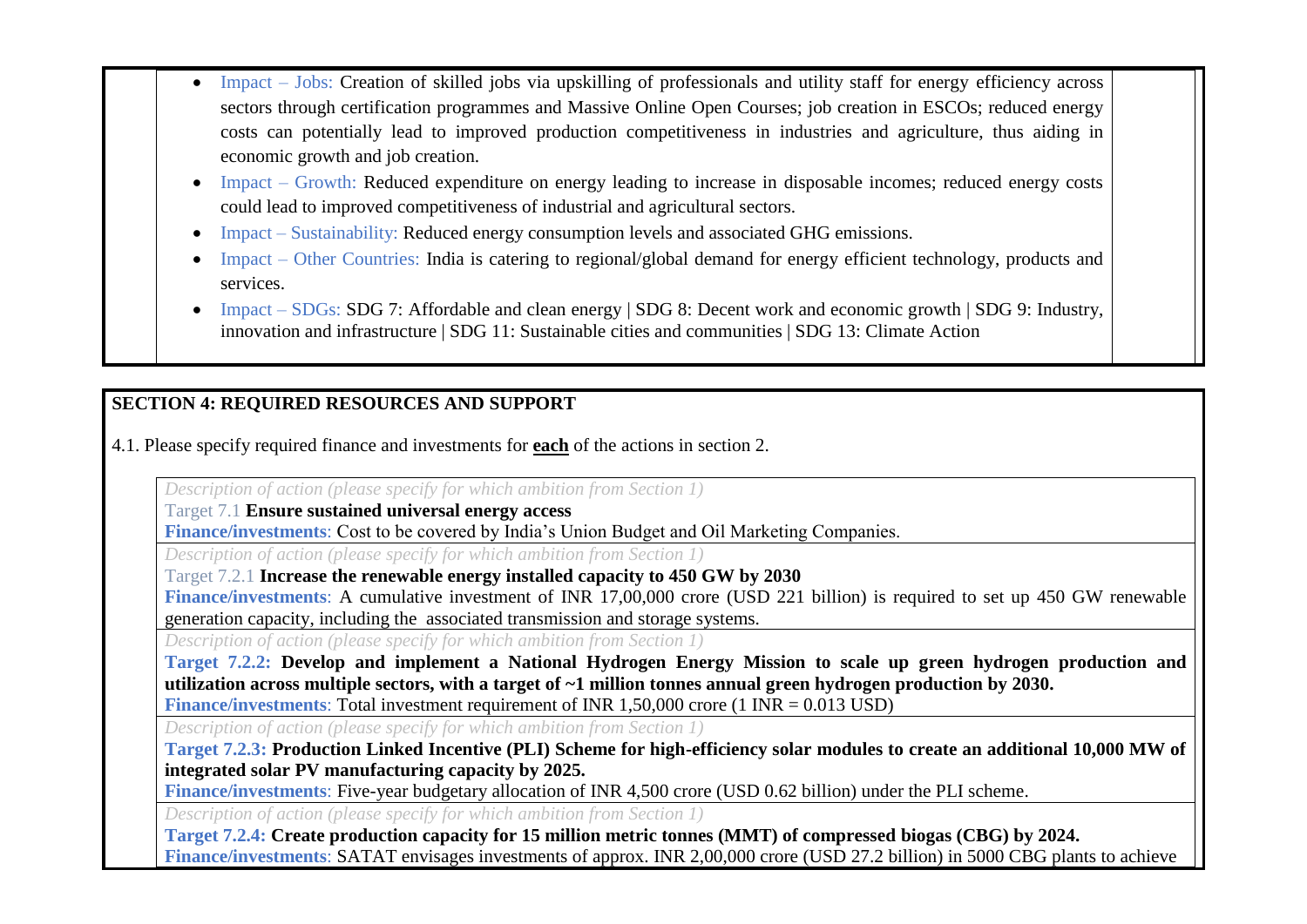- Impact – Jobs: Creation of skilled jobs via upskilling of professionals and utility staff for energy efficiency across sectors through certification programmes and Massive Online Open Courses; job creation in ESCOs; reduced energy costs can potentially lead to improved production competitiveness in industries and agriculture, thus aiding in economic growth and job creation.
- Impact – Growth: Reduced expenditure on energy leading to increase in disposable incomes; reduced energy costs could lead to improved competitiveness of industrial and agricultural sectors.
- Impact – Sustainability: Reduced energy consumption levels and associated GHG emissions.
- Impact – Other Countries: India is catering to regional/global demand for energy efficient technology, products and services.
- Impact – SDGs: SDG 7: Affordable and clean energy | SDG 8: Decent work and economic growth | SDG 9: Industry, innovation and infrastructure | SDG 11: Sustainable cities and communities | SDG 13: Climate Action

## SECTION 4: REQUIRED RESOURCES AND SUPPORT

4.1. Please specify required finance and investments for **each** of the actions in section 2.

*Description of action (please specify for which ambition from Section 1)*

Target 7.1 **Ensure sustained universal energy access**

**Finance/investments**: Cost to be covered by India's Union Budget and Oil Marketing Companies.

*Description of action (please specify for which ambition from Section 1)*

Target 7.2.1 **Increase the renewable energy installed capacity to 450 GW by 2030**

**Finance/investments**: A cumulative investment of INR 17,00,000 crore (USD 221 billion) is required to set up 450 GW renewable generation capacity, including the associated transmission and storage systems.

*Description of action (please specify for which ambition from Section 1)*

**Target 7.2.2: Develop and implement a National Hydrogen Energy Mission to scale up green hydrogen production and utilization across multiple sectors, with a target of ~1 million tonnes annual green hydrogen production by 2030.**

**Finance/investments**: Total investment requirement of INR 1,50,000 crore (1 INR = 0.013 USD)

*Description of action (please specify for which ambition from Section 1)*

**Target 7.2.3: Production Linked Incentive (PLI) Scheme for high-efficiency solar modules to create an additional 10,000 MW of integrated solar PV manufacturing capacity by 2025.**

**Finance/investments**: Five-year budgetary allocation of INR 4,500 crore (USD 0.62 billion) under the PLI scheme.

*Description of action (please specify for which ambition from Section 1)*

**Target 7.2.4: Create production capacity for 15 million metric tonnes (MMT) of compressed biogas (CBG) by 2024.**

**Finance/investments**: SATAT envisages investments of approx. INR 2,00,000 crore (USD 27.2 billion) in 5000 CBG plants to achieve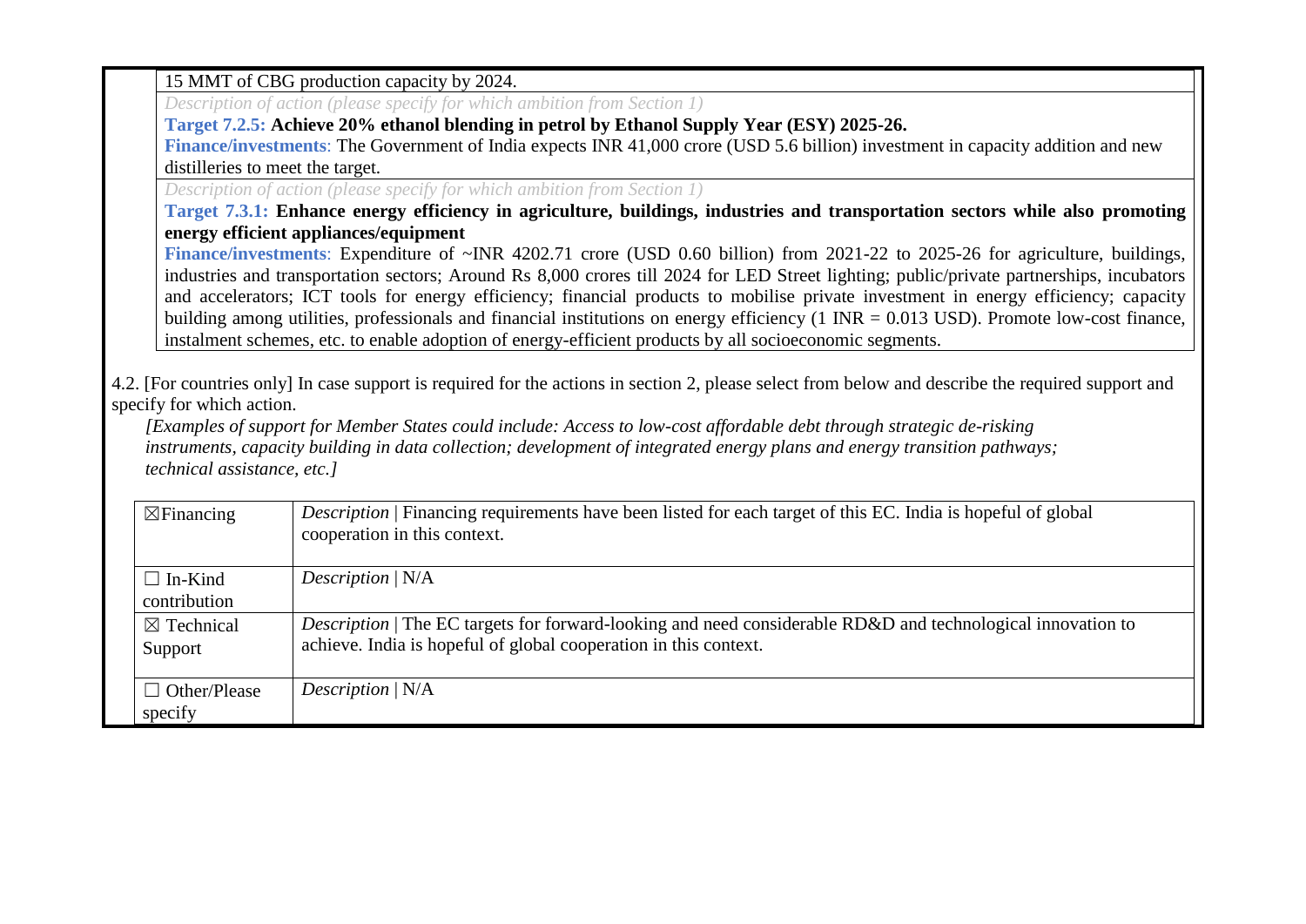15 MMT of CBG production capacity by 2024.

*Description of action (please specify for which ambition from Section 1)*

**Target 7.2.5: Achieve 20% ethanol blending in petrol by Ethanol Supply Year (ESY) 2025-26.**

**Finance/investments**: The Government of India expects INR 41,000 crore (USD 5.6 billion) investment in capacity addition and new distilleries to meet the target.

*Description of action (please specify for which ambition from Section 1)*

**Target 7.3.1: Enhance energy efficiency in agriculture, buildings, industries and transportation sectors while also promoting energy efficient appliances/equipment**

**Finance/investments**: Expenditure of ~INR 4202.71 crore (USD 0.60 billion) from 2021-22 to 2025-26 for agriculture, buildings, industries and transportation sectors; Around Rs 8,000 crores till 2024 for LED Street lighting; public/private partnerships, incubators and accelerators; ICT tools for energy efficiency; financial products to mobilise private investment in energy efficiency; capacity building among utilities, professionals and financial institutions on energy efficiency (1 INR = 0.013 USD). Promote low-cost finance, instalment schemes, etc. to enable adoption of energy-efficient products by all socioeconomic segments.

4.2. [For countries only] In case support is required for the actions in section 2, please select from below and describe the required support and specify for which action.

*[Examples of support for Member States could include: Access to low-cost affordable debt through strategic de-risking instruments, capacity building in data collection; development of integrated energy plans and energy transition pathways; technical assistance, etc.]*

| | |
|---|---|
| ☒Financing | *Description* \| Financing requirements have been listed for each target of this EC. India is hopeful of global cooperation in this context. |
| ☐ In-Kind contribution | *Description* \| N/A |
| ☒ Technical Support | *Description* \| The EC targets for forward-looking and need considerable RD&D and technological innovation to achieve. India is hopeful of global cooperation in this context. |
| ☐ Other/Please specify | *Description* \| N/A |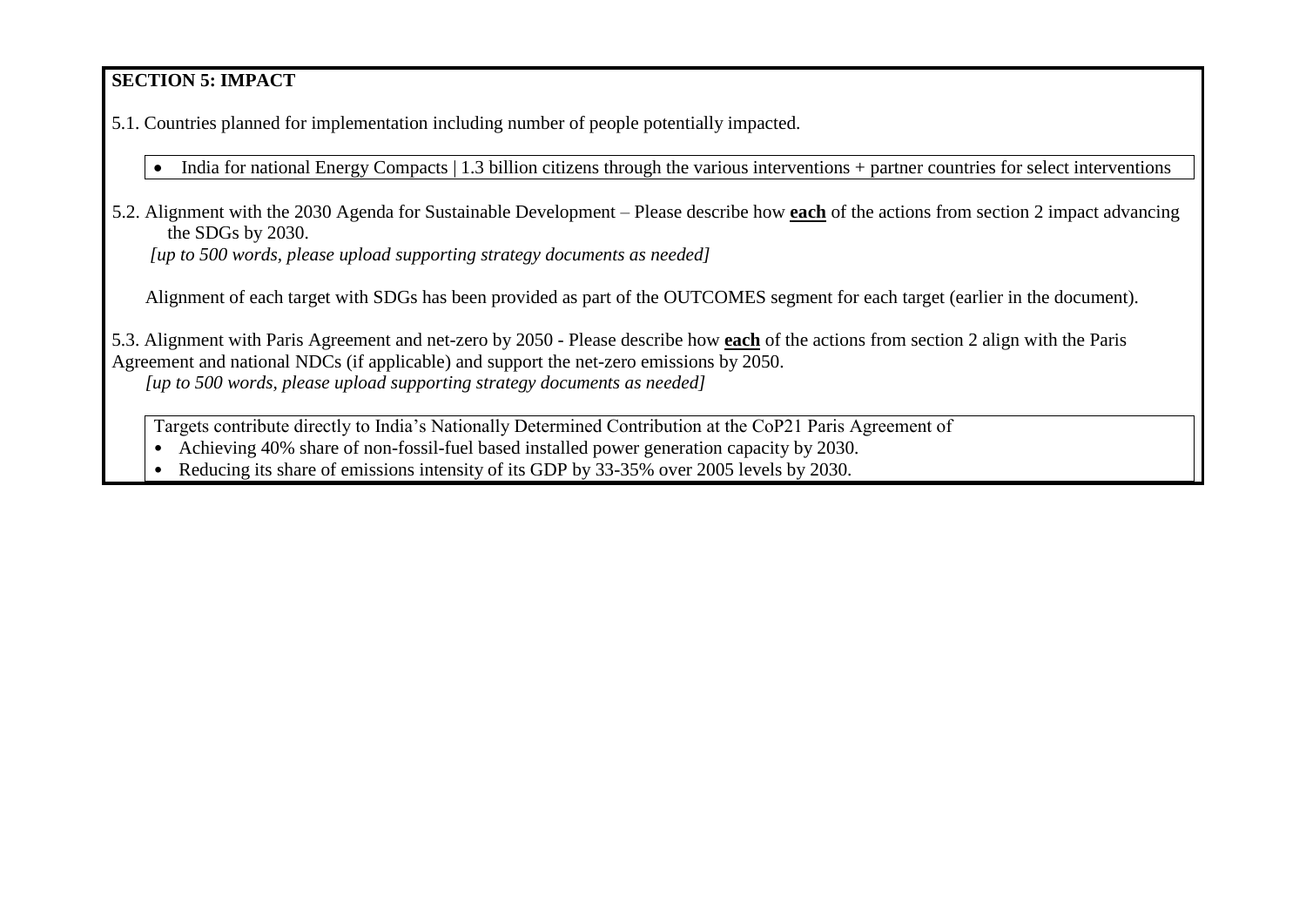**SECTION 5: IMPACT**

5.1. Countries planned for implementation including number of people potentially impacted.

- India for national Energy Compacts | 1.3 billion citizens through the various interventions + partner countries for select interventions

5.2. Alignment with the 2030 Agenda for Sustainable Development – Please describe how **each** of the actions from section 2 impact advancing the SDGs by 2030.
*[up to 500 words, please upload supporting strategy documents as needed]*

Alignment of each target with SDGs has been provided as part of the OUTCOMES segment for each target (earlier in the document).

5.3. Alignment with Paris Agreement and net-zero by 2050 - Please describe how **each** of the actions from section 2 align with the Paris Agreement and national NDCs (if applicable) and support the net-zero emissions by 2050.
*[up to 500 words, please upload supporting strategy documents as needed]*

Targets contribute directly to India's Nationally Determined Contribution at the CoP21 Paris Agreement of

- Achieving 40% share of non-fossil-fuel based installed power generation capacity by 2030.
- Reducing its share of emissions intensity of its GDP by 33-35% over 2005 levels by 2030.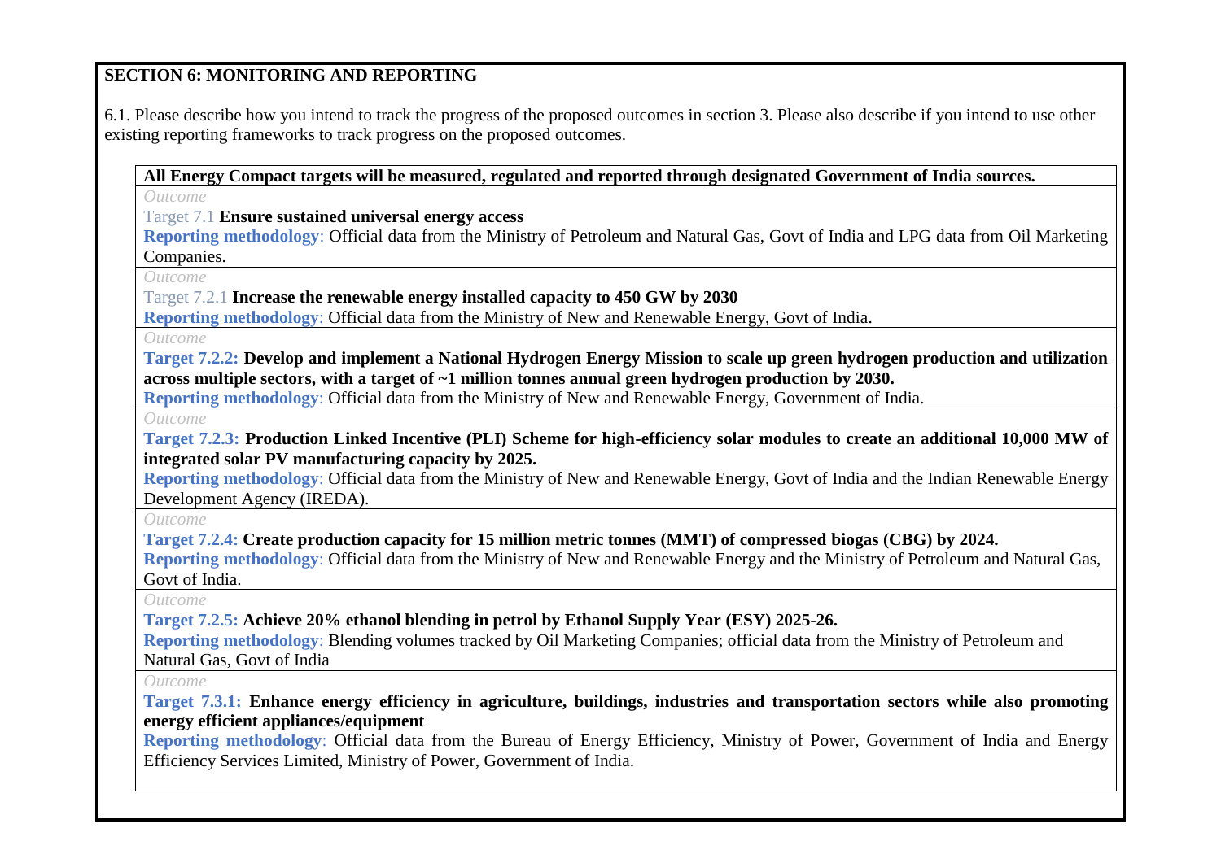**SECTION 6: MONITORING AND REPORTING**

6.1. Please describe how you intend to track the progress of the proposed outcomes in section 3. Please also describe if you intend to use other existing reporting frameworks to track progress on the proposed outcomes.

**All Energy Compact targets will be measured, regulated and reported through designated Government of India sources.**

*Outcome*

Target 7.1 **Ensure sustained universal energy access**

**Reporting methodology**: Official data from the Ministry of Petroleum and Natural Gas, Govt of India and LPG data from Oil Marketing Companies.

*Outcome*

Target 7.2.1 **Increase the renewable energy installed capacity to 450 GW by 2030**

**Reporting methodology**: Official data from the Ministry of New and Renewable Energy, Govt of India.

*Outcome*

**Target 7.2.2: Develop and implement a National Hydrogen Energy Mission to scale up green hydrogen production and utilization across multiple sectors, with a target of ~1 million tonnes annual green hydrogen production by 2030.**

**Reporting methodology**: Official data from the Ministry of New and Renewable Energy, Government of India.

*Outcome*

**Target 7.2.3: Production Linked Incentive (PLI) Scheme for high-efficiency solar modules to create an additional 10,000 MW of integrated solar PV manufacturing capacity by 2025.**

**Reporting methodology**: Official data from the Ministry of New and Renewable Energy, Govt of India and the Indian Renewable Energy Development Agency (IREDA).

*Outcome*

**Target 7.2.4: Create production capacity for 15 million metric tonnes (MMT) of compressed biogas (CBG) by 2024.**

**Reporting methodology**: Official data from the Ministry of New and Renewable Energy and the Ministry of Petroleum and Natural Gas, Govt of India.

*Outcome*

**Target 7.2.5: Achieve 20% ethanol blending in petrol by Ethanol Supply Year (ESY) 2025-26.**

**Reporting methodology**: Blending volumes tracked by Oil Marketing Companies; official data from the Ministry of Petroleum and Natural Gas, Govt of India

*Outcome*

**Target 7.3.1: Enhance energy efficiency in agriculture, buildings, industries and transportation sectors while also promoting energy efficient appliances/equipment**

**Reporting methodology**: Official data from the Bureau of Energy Efficiency, Ministry of Power, Government of India and Energy Efficiency Services Limited, Ministry of Power, Government of India.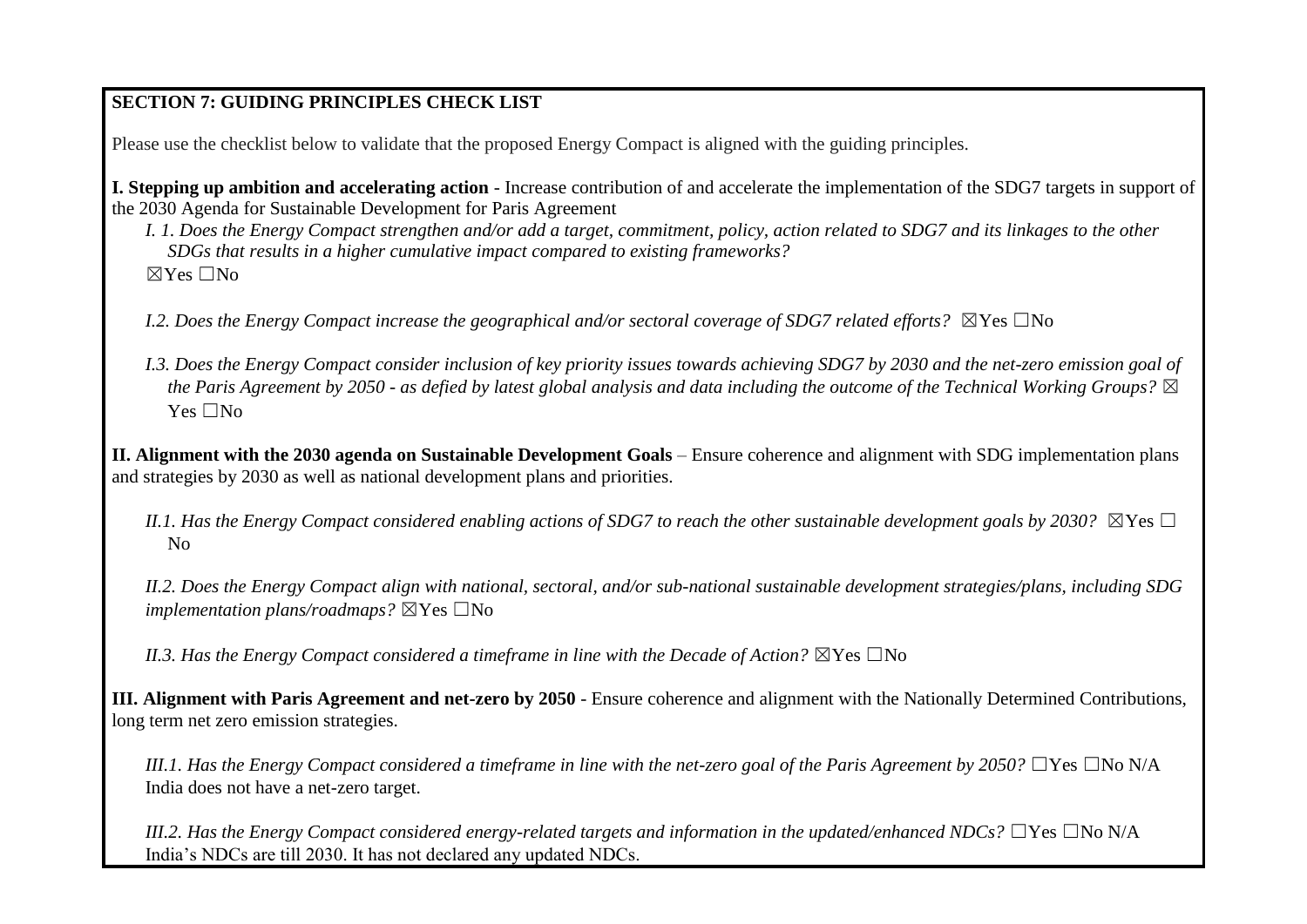**SECTION 7: GUIDING PRINCIPLES CHECK LIST**

Please use the checklist below to validate that the proposed Energy Compact is aligned with the guiding principles.

**I. Stepping up ambition and accelerating action** - Increase contribution of and accelerate the implementation of the SDG7 targets in support of the 2030 Agenda for Sustainable Development for Paris Agreement

*I. 1. Does the Energy Compact strengthen and/or add a target, commitment, policy, action related to SDG7 and its linkages to the other SDGs that results in a higher cumulative impact compared to existing frameworks?*
☒Yes ☐No

*I.2. Does the Energy Compact increase the geographical and/or sectoral coverage of SDG7 related efforts?* ☒Yes ☐No

*I.3. Does the Energy Compact consider inclusion of key priority issues towards achieving SDG7 by 2030 and the net-zero emission goal of the Paris Agreement by 2050 - as defied by latest global analysis and data including the outcome of the Technical Working Groups?* ☒ Yes ☐No

**II. Alignment with the 2030 agenda on Sustainable Development Goals** – Ensure coherence and alignment with SDG implementation plans and strategies by 2030 as well as national development plans and priorities.

*II.1. Has the Energy Compact considered enabling actions of SDG7 to reach the other sustainable development goals by 2030?* ☒Yes ☐No

*II.2. Does the Energy Compact align with national, sectoral, and/or sub-national sustainable development strategies/plans, including SDG implementation plans/roadmaps?* ☒Yes ☐No

*II.3. Has the Energy Compact considered a timeframe in line with the Decade of Action?* ☒Yes ☐No

**III. Alignment with Paris Agreement and net-zero by 2050** - Ensure coherence and alignment with the Nationally Determined Contributions, long term net zero emission strategies.

*III.1. Has the Energy Compact considered a timeframe in line with the net-zero goal of the Paris Agreement by 2050?* ☐Yes ☐No N/A India does not have a net-zero target.

*III.2. Has the Energy Compact considered energy-related targets and information in the updated/enhanced NDCs?* ☐Yes ☐No N/A India's NDCs are till 2030. It has not declared any updated NDCs.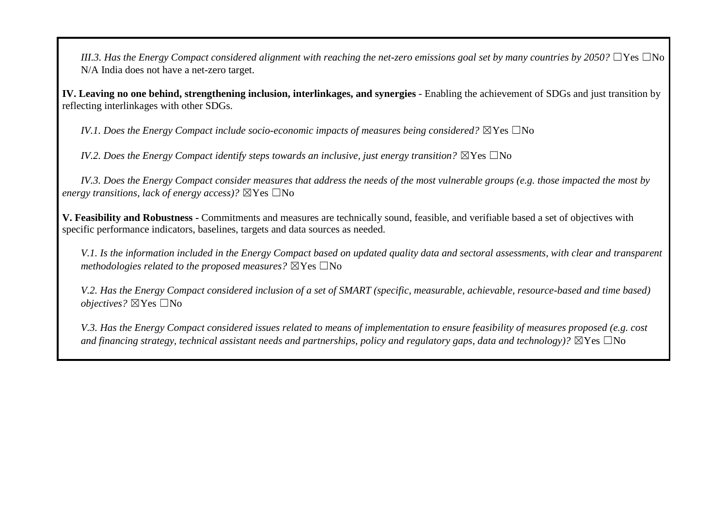*III.3. Has the Energy Compact considered alignment with reaching the net-zero emissions goal set by many countries by 2050?* ☐Yes ☐No N/A India does not have a net-zero target.

**IV. Leaving no one behind, strengthening inclusion, interlinkages, and synergies** - Enabling the achievement of SDGs and just transition by reflecting interlinkages with other SDGs.

*IV.1. Does the Energy Compact include socio-economic impacts of measures being considered?* ☒Yes ☐No

*IV.2. Does the Energy Compact identify steps towards an inclusive, just energy transition?* ☒Yes ☐No

*IV.3. Does the Energy Compact consider measures that address the needs of the most vulnerable groups (e.g. those impacted the most by energy transitions, lack of energy access)?* ☒Yes ☐No

**V. Feasibility and Robustness -** Commitments and measures are technically sound, feasible, and verifiable based a set of objectives with specific performance indicators, baselines, targets and data sources as needed.

*V.1. Is the information included in the Energy Compact based on updated quality data and sectoral assessments, with clear and transparent methodologies related to the proposed measures?* ☒Yes ☐No

*V.2. Has the Energy Compact considered inclusion of a set of SMART (specific, measurable, achievable, resource-based and time based) objectives?* ☒Yes ☐No

*V.3. Has the Energy Compact considered issues related to means of implementation to ensure feasibility of measures proposed (e.g. cost and financing strategy, technical assistant needs and partnerships, policy and regulatory gaps, data and technology)?* ☒Yes ☐No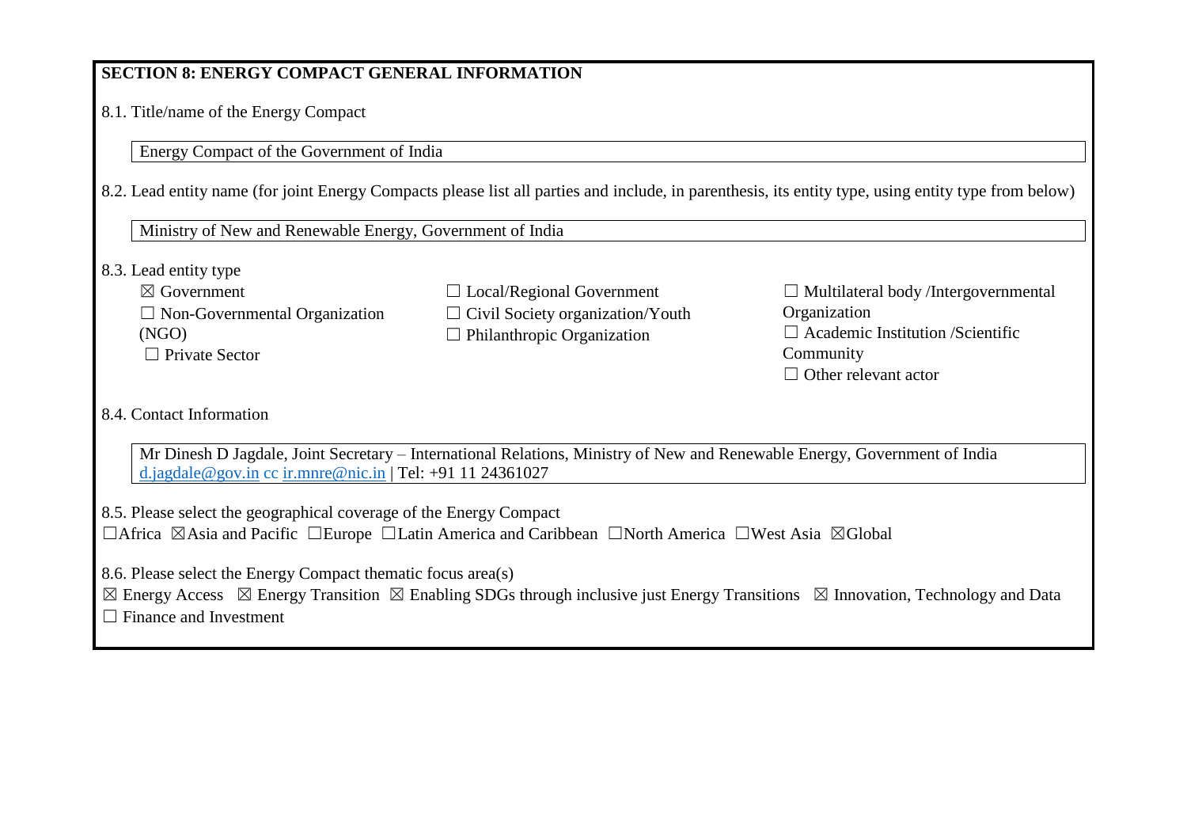**SECTION 8: ENERGY COMPACT GENERAL INFORMATION**

8.1. Title/name of the Energy Compact

Energy Compact of the Government of India

8.2. Lead entity name (for joint Energy Compacts please list all parties and include, in parenthesis, its entity type, using entity type from below)

Ministry of New and Renewable Energy, Government of India

8.3. Lead entity type

☒ Government
☐ Non-Governmental Organization (NGO)
☐ Private Sector
☐ Local/Regional Government
☐ Civil Society organization/Youth
☐ Philanthropic Organization
☐ Multilateral body /Intergovernmental Organization
☐ Academic Institution /Scientific Community
☐ Other relevant actor

8.4. Contact Information

Mr Dinesh D Jagdale, Joint Secretary – International Relations, Ministry of New and Renewable Energy, Government of India
d.jagdale@gov.in cc ir.mnre@nic.in | Tel: +91 11 24361027

8.5. Please select the geographical coverage of the Energy Compact

☐Africa ☒Asia and Pacific ☐Europe ☐Latin America and Caribbean ☐North America ☐West Asia ☒Global

8.6. Please select the Energy Compact thematic focus area(s)

☒ Energy Access ☒ Energy Transition ☒ Enabling SDGs through inclusive just Energy Transitions ☒ Innovation, Technology and Data
☐ Finance and Investment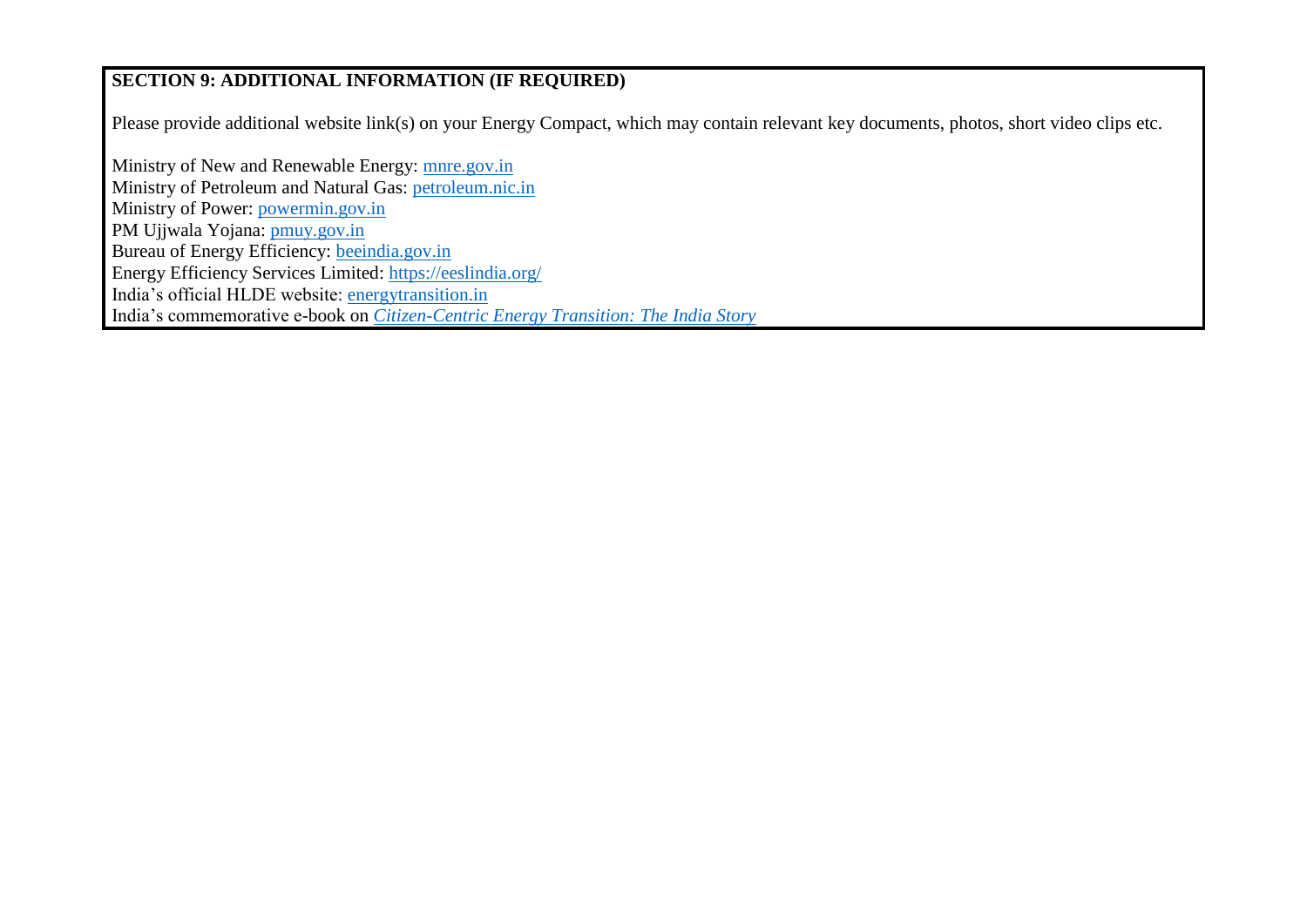**SECTION 9: ADDITIONAL INFORMATION (IF REQUIRED)**

Please provide additional website link(s) on your Energy Compact, which may contain relevant key documents, photos, short video clips etc.

Ministry of New and Renewable Energy: mnre.gov.in
Ministry of Petroleum and Natural Gas: petroleum.nic.in
Ministry of Power: powermin.gov.in
PM Ujjwala Yojana: pmuy.gov.in
Bureau of Energy Efficiency: beeindia.gov.in
Energy Efficiency Services Limited: https://eeslindia.org/
India's official HLDE website: energytransition.in
India's commemorative e-book on *Citizen-Centric Energy Transition: The India Story*